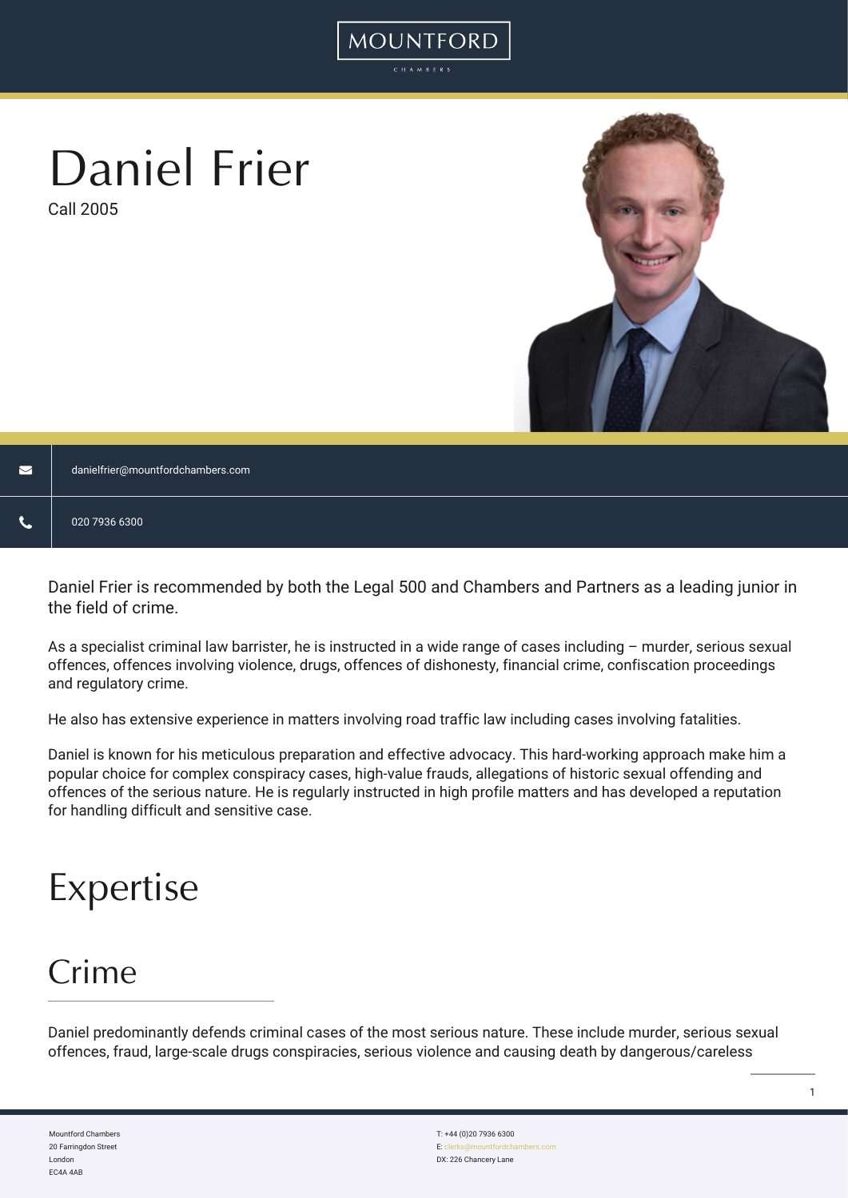# Daniel Frier

Call 2005

danielfrier@mountfordchambers.com

020 7936 6300

Daniel Frier is recommended by both the Legal 500 and Chambers and Partners as a leading junior in the field of crime.

As a specialist criminal law barrister, he is instructed in a wide range of cases including – murder, serious sexual offences, offences involving violence, drugs, offences of dishonesty, financial crime, confiscation proceedings and regulatory crime.

He also has extensive experience in matters involving road traffic law including cases involving fatalities.

Daniel is known for his meticulous preparation and effective advocacy. This hard-working approach make him a popular choice for complex conspiracy cases, high-value frauds, allegations of historic sexual offending and offences of the serious nature. He is regularly instructed in high profile matters and has developed a reputation for handling difficult and sensitive case.

# Expertise

## Crime

Daniel predominantly defends criminal cases of the most serious nature. These include murder, serious sexual offences, fraud, large-scale drugs conspiracies, serious violence and causing death by dangerous/careless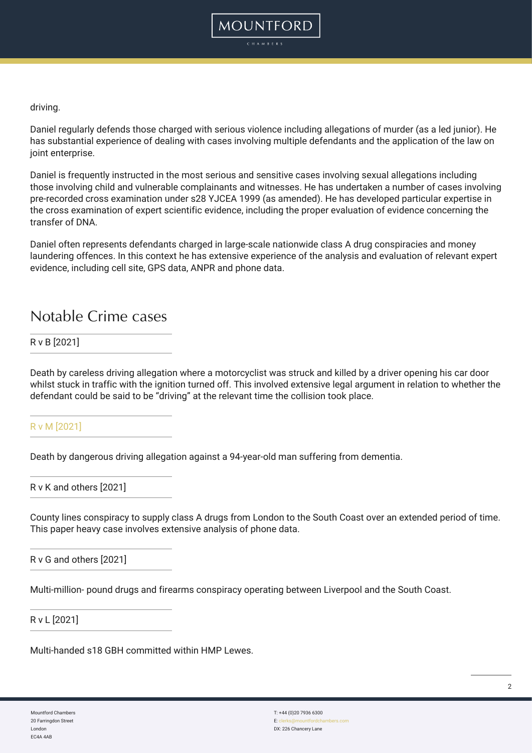driving.

Daniel regularly defends those charged with serious violence including allegations of murder (as a led junior). He has substantial experience of dealing with cases involving multiple defendants and the application of the law on joint enterprise.

Daniel is frequently instructed in the most serious and sensitive cases involving sexual allegations including those involving child and vulnerable complainants and witnesses. He has undertaken a number of cases involving pre-recorded cross examination under s28 YJCEA 1999 (as amended). He has developed particular expertise in the cross examination of expert scientific evidence, including the proper evaluation of evidence concerning the transfer of DNA.

Daniel often represents defendants charged in large-scale nationwide class A drug conspiracies and money laundering offences. In this context he has extensive experience of the analysis and evaluation of relevant expert evidence, including cell site, GPS data, ANPR and phone data.

## Notable Crime cases

### R v B [2021]

Death by careless driving allegation where a motorcyclist was struck and killed by a driver opening his car door whilst stuck in traffic with the ignition turned off. This involved extensive legal argument in relation to whether the defendant could be said to be "driving" at the relevant time the collision took place.

### R v M [2021]

Death by dangerous driving allegation against a 94-year-old man suffering from dementia.

### R v K and others [2021]

County lines conspiracy to supply class A drugs from London to the South Coast over an extended period of time. This paper heavy case involves extensive analysis of phone data.

### R v G and others [2021]

Multi-million- pound drugs and firearms conspiracy operating between Liverpool and the South Coast.

### R v L [2021]

Multi-handed s18 GBH committed within HMP Lewes.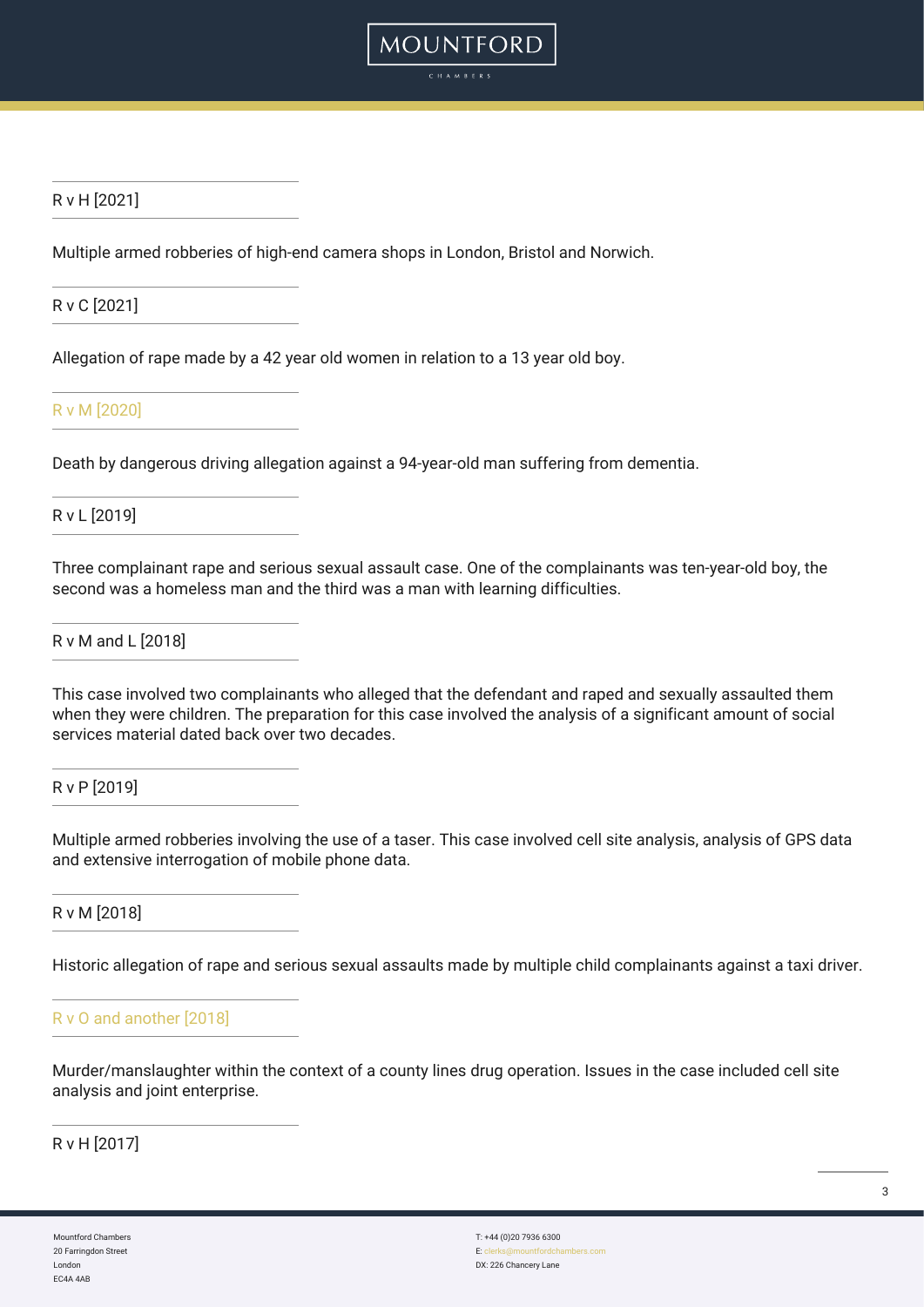### R v H [2021]

Multiple armed robberies of high-end camera shops in London, Bristol and Norwich.

### R v C [2021]

Allegation of rape made by a 42 year old women in relation to a 13 year old boy.

### R v M [2020]

Death by dangerous driving allegation against a 94-year-old man suffering from dementia.

### R v L [2019]

Three complainant rape and serious sexual assault case. One of the complainants was ten-year-old boy, the second was a homeless man and the third was a man with learning difficulties.

### R v M and L [2018]

This case involved two complainants who alleged that the defendant and raped and sexually assaulted them when they were children. The preparation for this case involved the analysis of a significant amount of social services material dated back over two decades.

### R v P [2019]

Multiple armed robberies involving the use of a taser. This case involved cell site analysis, analysis of GPS data and extensive interrogation of mobile phone data.

### R v M [2018]

Historic allegation of rape and serious sexual assaults made by multiple child complainants against a taxi driver.

### R v O and another [2018]

Murder/manslaughter within the context of a county lines drug operation. Issues in the case included cell site analysis and joint enterprise.

### R v H [2017]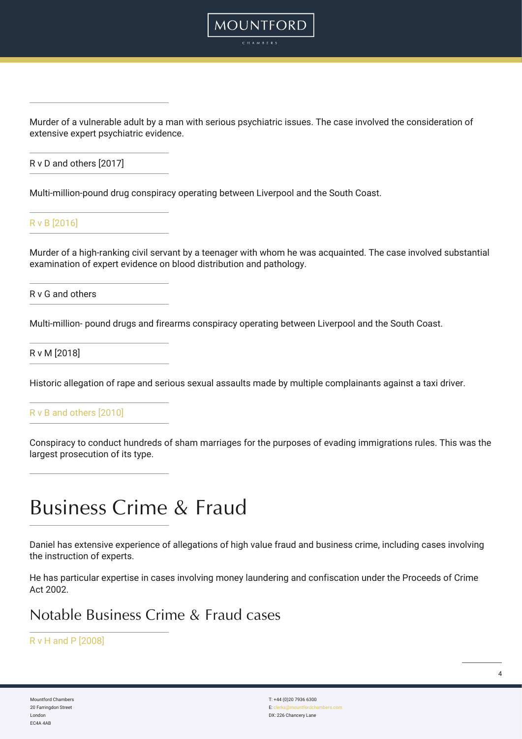Murder of a vulnerable adult by a man with serious psychiatric issues. The case involved the consideration of extensive expert psychiatric evidence.

R v D and others [2017]

Multi-million-pound drug conspiracy operating between Liverpool and the South Coast.

R v B [2016]

Murder of a high-ranking civil servant by a teenager with whom he was acquainted. The case involved substantial examination of expert evidence on blood distribution and pathology.

R v G and others

Multi-million- pound drugs and firearms conspiracy operating between Liverpool and the South Coast.

R v M [2018]

Historic allegation of rape and serious sexual assaults made by multiple complainants against a taxi driver.

R v B and others [2010]

Conspiracy to conduct hundreds of sham marriages for the purposes of evading immigrations rules. This was the largest prosecution of its type.

# Business Crime & Fraud

Daniel has extensive experience of allegations of high value fraud and business crime, including cases involving the instruction of experts.

He has particular expertise in cases involving money laundering and confiscation under the Proceeds of Crime Act 2002.

## Notable Business Crime & Fraud cases

R v H and P [2008]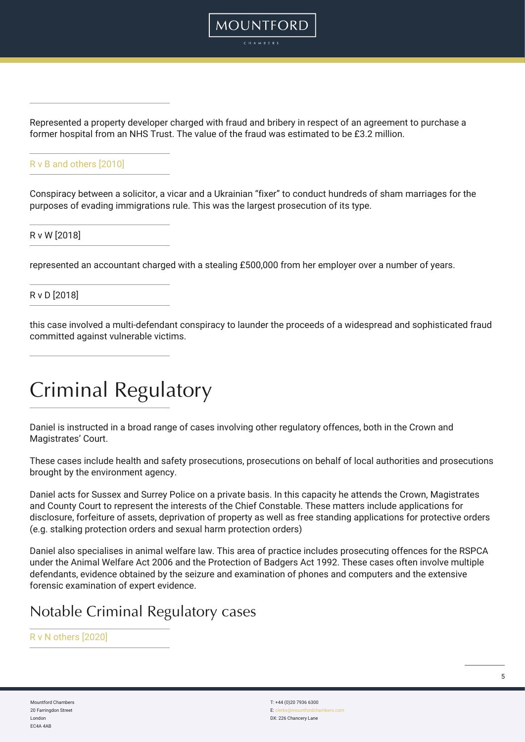Represented a property developer charged with fraud and bribery in respect of an agreement to purchase a former hospital from an NHS Trust. The value of the fraud was estimated to be £3.2 million.

R v B and others [2010]

Conspiracy between a solicitor, a vicar and a Ukrainian “fixer” to conduct hundreds of sham marriages for the purposes of evading immigrations rule. This was the largest prosecution of its type.

R v W [2018]

represented an accountant charged with a stealing £500,000 from her employer over a number of years.

R v D [2018]

this case involved a multi-defendant conspiracy to launder the proceeds of a widespread and sophisticated fraud committed against vulnerable victims.

# Criminal Regulatory

Daniel is instructed in a broad range of cases involving other regulatory offences, both in the Crown and Magistrates’ Court.

These cases include health and safety prosecutions, prosecutions on behalf of local authorities and prosecutions brought by the environment agency.

Daniel acts for Sussex and Surrey Police on a private basis. In this capacity he attends the Crown, Magistrates and County Court to represent the interests of the Chief Constable. These matters include applications for disclosure, forfeiture of assets, deprivation of property as well as free standing applications for protective orders (e.g. stalking protection orders and sexual harm protection orders)

Daniel also specialises in animal welfare law. This area of practice includes prosecuting offences for the RSPCA under the Animal Welfare Act 2006 and the Protection of Badgers Act 1992. These cases often involve multiple defendants, evidence obtained by the seizure and examination of phones and computers and the extensive forensic examination of expert evidence.

## Notable Criminal Regulatory cases

R v N others [2020]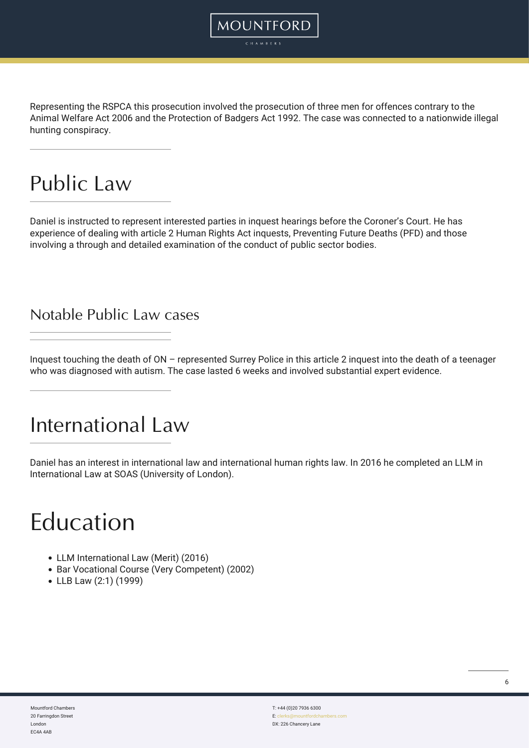Representing the RSPCA this prosecution involved the prosecution of three men for offences contrary to the Animal Welfare Act 2006 and the Protection of Badgers Act 1992. The case was connected to a nationwide illegal hunting conspiracy.

# Public Law

Daniel is instructed to represent interested parties in inquest hearings before the Coroner's Court. He has experience of dealing with article 2 Human Rights Act inquests, Preventing Future Deaths (PFD) and those involving a through and detailed examination of the conduct of public sector bodies.

## Notable Public Law cases

Inquest touching the death of ON – represented Surrey Police in this article 2 inquest into the death of a teenager who was diagnosed with autism. The case lasted 6 weeks and involved substantial expert evidence.

# International Law

Daniel has an interest in international law and international human rights law. In 2016 he completed an LLM in International Law at SOAS (University of London).

# Education

- LLM International Law (Merit) (2016)
- Bar Vocational Course (Very Competent) (2002)
- LLB Law (2:1) (1999)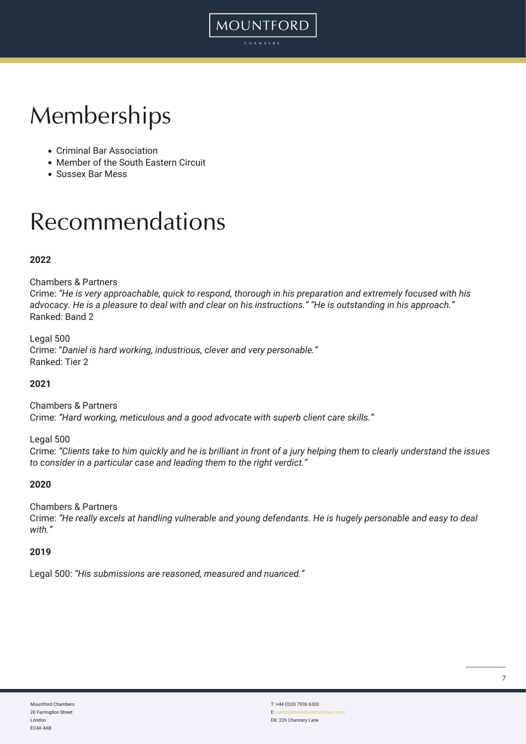# Memberships

- Criminal Bar Association
- Member of the South Eastern Circuit
- Sussex Bar Mess

# Recommendations

**2022**

Chambers & Partners
Crime: *"He is very approachable, quick to respond, thorough in his preparation and extremely focused with his advocacy. He is a pleasure to deal with and clear on his instructions." "He is outstanding in his approach."*
Ranked: Band 2

Legal 500
Crime: "*Daniel is hard working, industrious, clever and very personable."*
Ranked: Tier 2

**2021**

Chambers & Partners
Crime: *"Hard working, meticulous and a good advocate with superb client care skills."*

Legal 500
Crime: *"Clients take to him quickly and he is brilliant in front of a jury helping them to clearly understand the issues to consider in a particular case and leading them to the right verdict."*

**2020**

Chambers & Partners
Crime: *"He really excels at handling vulnerable and young defendants. He is hugely personable and easy to deal with."*

**2019**

Legal 500: *"His submissions are reasoned, measured and nuanced."*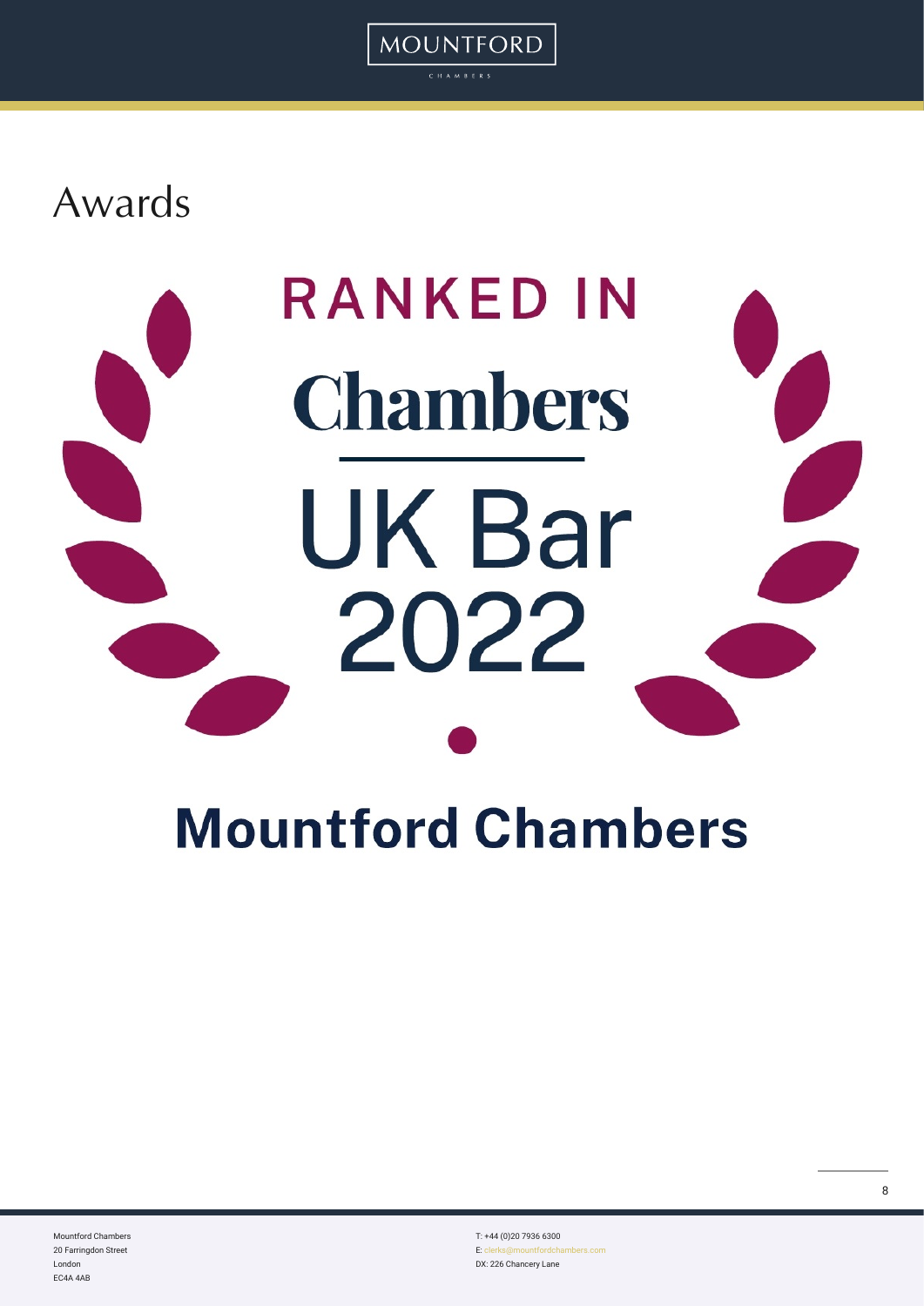# Awards

RANKED IN

Chambers

UK Bar

2022

**Mountford Chambers**

Mountford Chambers
20 Farringdon Street
London
EC4A 4AB

T: +44 (0)20 7936 6300
E: clerks@mountfordchambers.com
DX: 226 Chancery Lane